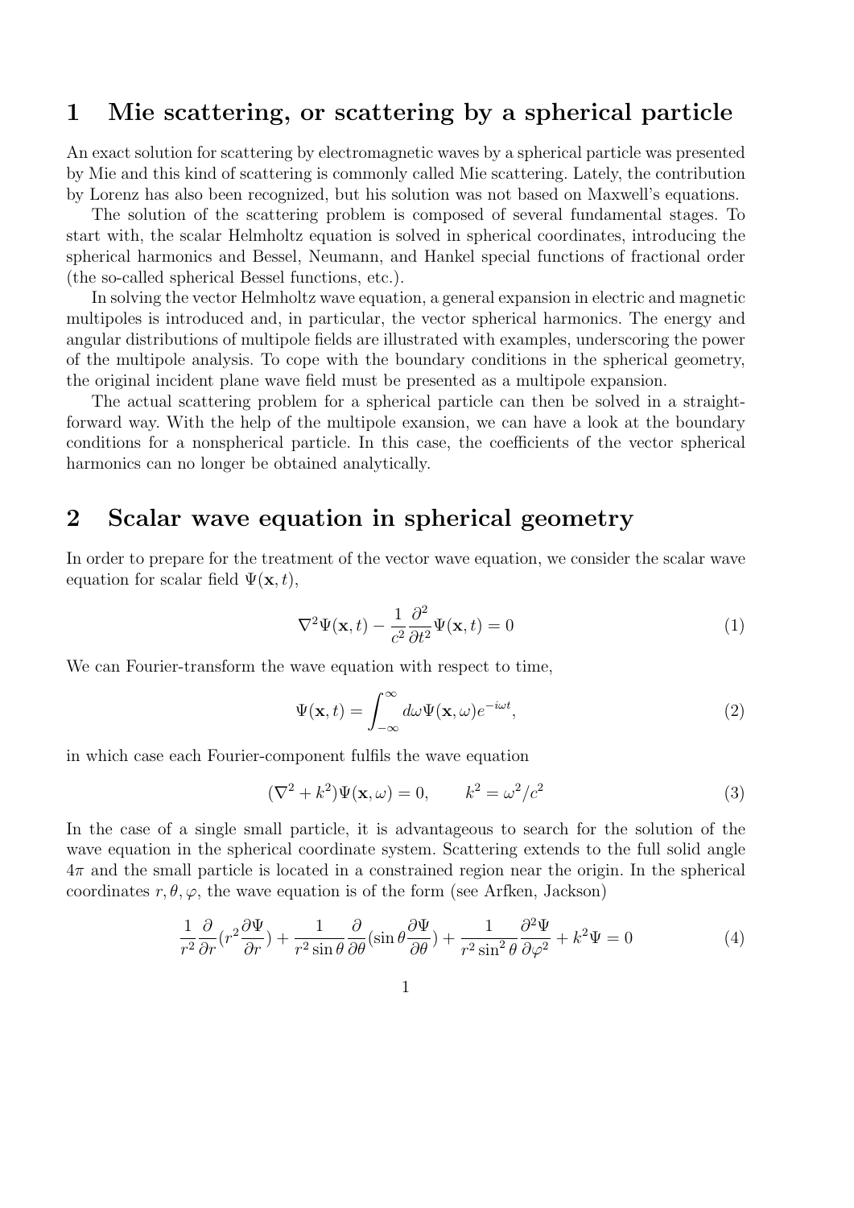# 1 Mie scattering, or scattering by a spherical particle

An exact solution for scattering by electromagnetic waves by a spherical particle was presented by Mie and this kind of scattering is commonly called Mie scattering. Lately, the contribution by Lorenz has also been recognized, but his solution was not based on Maxwell's equations.

The solution of the scattering problem is composed of several fundamental stages. To start with, the scalar Helmholtz equation is solved in spherical coordinates, introducing the spherical harmonics and Bessel, Neumann, and Hankel special functions of fractional order (the so-called spherical Bessel functions, etc.).

In solving the vector Helmholtz wave equation, a general expansion in electric and magnetic multipoles is introduced and, in particular, the vector spherical harmonics. The energy and angular distributions of multipole fields are illustrated with examples, underscoring the power of the multipole analysis. To cope with the boundary conditions in the spherical geometry, the original incident plane wave field must be presented as a multipole expansion.

The actual scattering problem for a spherical particle can then be solved in a straightforward way. With the help of the multipole exansion, we can have a look at the boundary conditions for a nonspherical particle. In this case, the coefficients of the vector spherical harmonics can no longer be obtained analytically.

# 2 Scalar wave equation in spherical geometry

In order to prepare for the treatment of the vector wave equation, we consider the scalar wave equation for scalar field $\Psi(\mathbf{x}, t)$,

$$\nabla^2 \Psi(\mathbf{x}, t) - \frac{1}{c^2} \frac{\partial^2}{\partial t^2} \Psi(\mathbf{x}, t) = 0 \tag{1}$$

We can Fourier-transform the wave equation with respect to time,

$$\Psi(\mathbf{x}, t) = \int_{-\infty}^{\infty} d\omega \Psi(\mathbf{x}, \omega) e^{-i\omega t}, \tag{2}$$

in which case each Fourier-component fulfils the wave equation

$$(\nabla^2 + k^2)\Psi(\mathbf{x}, \omega) = 0, \qquad k^2 = \omega^2/c^2 \tag{3}$$

In the case of a single small particle, it is advantageous to search for the solution of the wave equation in the spherical coordinate system. Scattering extends to the full solid angle $4\pi$ and the small particle is located in a constrained region near the origin. In the spherical coordinates $r, \theta, \varphi$, the wave equation is of the form (see Arfken, Jackson)

$$\frac{1}{r^2} \frac{\partial}{\partial r} (r^2 \frac{\partial \Psi}{\partial r}) + \frac{1}{r^2 \sin\theta} \frac{\partial}{\partial \theta} (\sin\theta \frac{\partial \Psi}{\partial \theta}) + \frac{1}{r^2 \sin^2\theta} \frac{\partial^2 \Psi}{\partial \varphi^2} + k^2 \Psi = 0 \tag{4}$$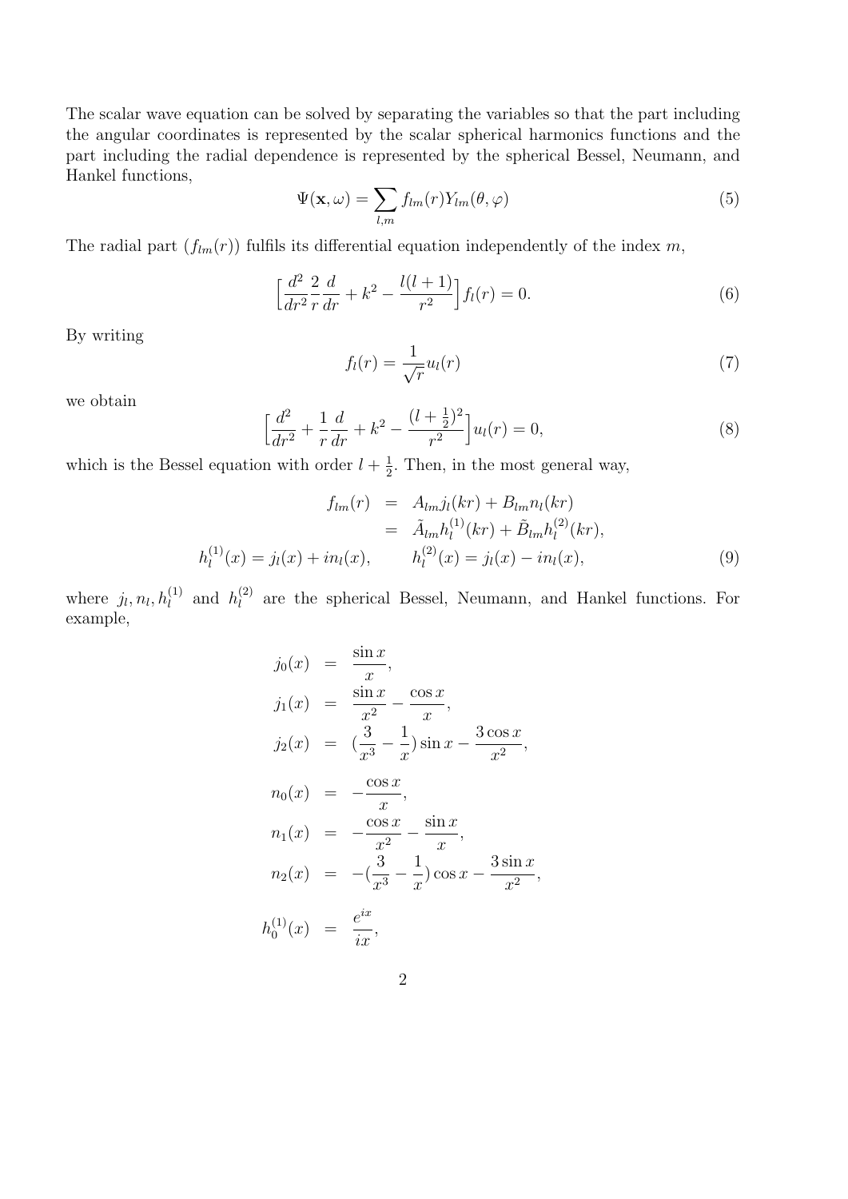The scalar wave equation can be solved by separating the variables so that the part including the angular coordinates is represented by the scalar spherical harmonics functions and the part including the radial dependence is represented by the spherical Bessel, Neumann, and Hankel functions,

$$\Psi(\mathbf{x},\omega)=\sum_{l,m} f_{lm}(r)Y_{lm}(\theta,\varphi) \tag{5}$$

The radial part ($f_{lm}(r)$) fulfils its differential equation independently of the index $m$,

$$\Big[\frac{d^2}{dr^2}\frac{2}{r}\frac{d}{dr}+k^2-\frac{l(l+1)}{r^2}\Big]f_l(r)=0. \tag{6}$$

By writing

$$f_l(r)=\frac{1}{\sqrt{r}}u_l(r) \tag{7}$$

we obtain

$$\Big[\frac{d^2}{dr^2}+\frac{1}{r}\frac{d}{dr}+k^2-\frac{(l+\frac{1}{2})^2}{r^2}\Big]u_l(r)=0, \tag{8}$$

which is the Bessel equation with order $l+\frac{1}{2}$. Then, in the most general way,

$$\begin{aligned} f_{lm}(r) &= A_{lm}j_l(kr)+B_{lm}n_l(kr)\\ &= \tilde{A}_{lm}h_l^{(1)}(kr)+\tilde{B}_{lm}h_l^{(2)}(kr),\\ h_l^{(1)}(x)=j_l(x)+in_l(x), &\qquad h_l^{(2)}(x)=j_l(x)-in_l(x), \end{aligned} \tag{9}$$

where $j_l, n_l, h_l^{(1)}$ and $h_l^{(2)}$ are the spherical Bessel, Neumann, and Hankel functions. For example,

$$\begin{aligned} j_0(x) &= \frac{\sin x}{x},\\ j_1(x) &= \frac{\sin x}{x^2}-\frac{\cos x}{x},\\ j_2(x) &= (\frac{3}{x^3}-\frac{1}{x})\sin x-\frac{3\cos x}{x^2},\\ n_0(x) &= -\frac{\cos x}{x},\\ n_1(x) &= -\frac{\cos x}{x^2}-\frac{\sin x}{x},\\ n_2(x) &= -(\frac{3}{x^3}-\frac{1}{x})\cos x-\frac{3\sin x}{x^2},\\ h_0^{(1)}(x) &= \frac{e^{ix}}{ix}, \end{aligned}$$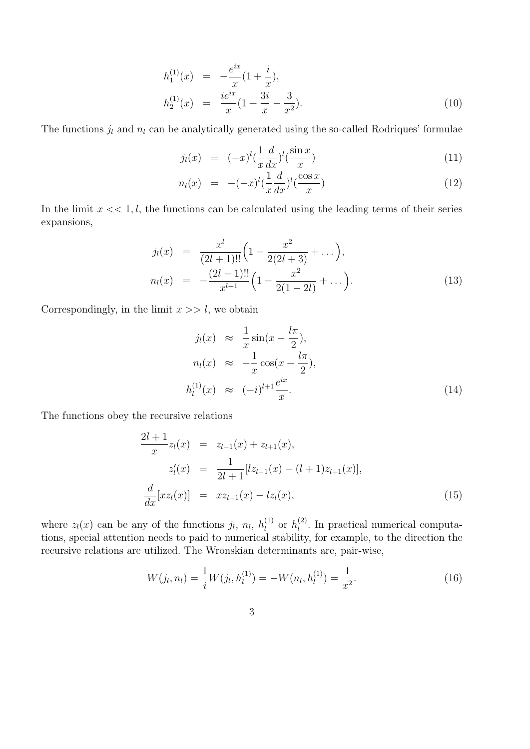$$
\begin{aligned}
h_1^{(1)}(x) &= -\frac{e^{ix}}{x}(1+\frac{i}{x}), \\
h_2^{(1)}(x) &= \frac{ie^{ix}}{x}(1+\frac{3i}{x}-\frac{3}{x^2}).
\end{aligned} \tag{10}
$$

The functions $j_l$ and $n_l$ can be analytically generated using the so-called Rodriques' formulae

$$
j_l(x) = (-x)^l(\frac{1}{x}\frac{d}{dx})^l(\frac{\sin x}{x}) \tag{11}
$$

$$
n_l(x) = -(-x)^l(\frac{1}{x}\frac{d}{dx})^l(\frac{\cos x}{x}) \tag{12}
$$

In the limit $x << 1, l$, the functions can be calculated using the leading terms of their series expansions,

$$
\begin{aligned}
j_l(x) &= \frac{x^l}{(2l+1)!!}\Big(1-\frac{x^2}{2(2l+3)}+\dots\Big), \\
n_l(x) &= -\frac{(2l-1)!!}{x^{l+1}}\Big(1-\frac{x^2}{2(1-2l)}+\dots\Big).
\end{aligned} \tag{13}
$$

Correspondingly, in the limit $x >> l$, we obtain

$$
\begin{aligned}
j_l(x) &\approx \frac{1}{x}\sin(x-\frac{l\pi}{2}), \\
n_l(x) &\approx -\frac{1}{x}\cos(x-\frac{l\pi}{2}), \\
h_l^{(1)}(x) &\approx (-i)^{l+1}\frac{e^{ix}}{x}.
\end{aligned} \tag{14}
$$

The functions obey the recursive relations

$$
\begin{aligned}
\frac{2l+1}{x}z_l(x) &= z_{l-1}(x)+z_{l+1}(x), \\
z_l'(x) &= \frac{1}{2l+1}[lz_{l-1}(x)-(l+1)z_{l+1}(x)], \\
\frac{d}{dx}[xz_l(x)] &= xz_{l-1}(x)-lz_l(x),
\end{aligned} \tag{15}
$$

where $z_l(x)$ can be any of the functions $j_l$, $n_l$, $h_l^{(1)}$ or $h_l^{(2)}$. In practical numerical computations, special attention needs to paid to numerical stability, for example, to the direction the recursive relations are utilized. The Wronskian determinants are, pair-wise,

$$
W(j_l,n_l) = \frac{1}{i}W(j_l,h_l^{(1)}) = -W(n_l,h_l^{(1)}) = \frac{1}{x^2}. \tag{16}
$$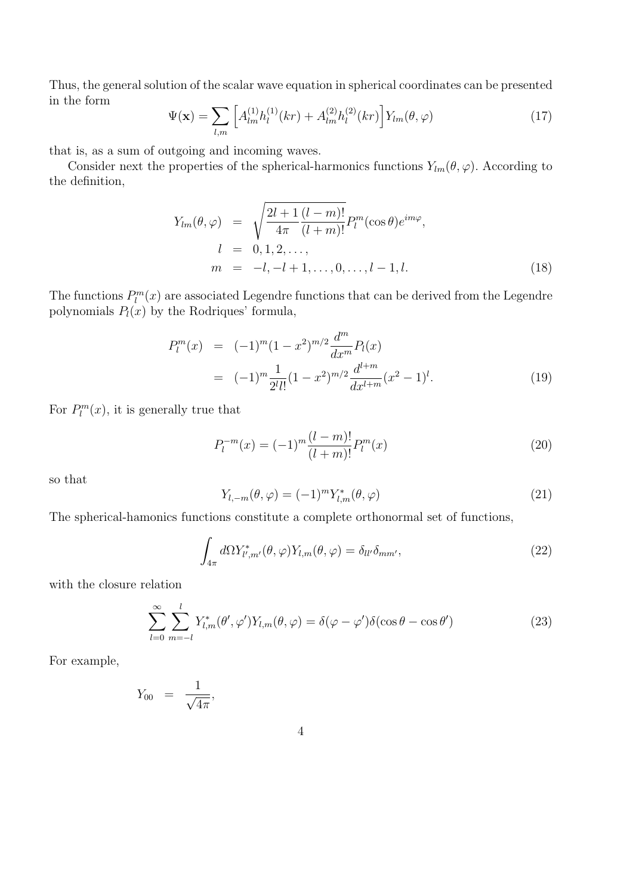Thus, the general solution of the scalar wave equation in spherical coordinates can be presented in the form

$$\Psi(\mathbf{x}) = \sum_{l,m} \left[ A^{(1)}_{lm} h^{(1)}_l(kr) + A^{(2)}_{lm} h^{(2)}_l(kr) \right] Y_{lm}(\theta, \varphi) \tag{17}$$

that is, as a sum of outgoing and incoming waves.

Consider next the properties of the spherical-harmonics functions $Y_{lm}(\theta, \varphi)$. According to the definition,

$$\begin{aligned} Y_{lm}(\theta, \varphi) &= \sqrt{\frac{2l+1}{4\pi} \frac{(l-m)!}{(l+m)!}} P^m_l(\cos\theta) e^{im\varphi}, \\ l &= 0, 1, 2, \ldots, \\ m &= -l, -l+1, \ldots, 0, \ldots, l-1, l. \end{aligned} \tag{18}$$

The functions $P^m_l(x)$ are associated Legendre functions that can be derived from the Legendre polynomials $P_l(x)$ by the Rodriques' formula,

$$\begin{aligned} P^m_l(x) &= (-1)^m (1-x^2)^{m/2} \frac{d^m}{dx^m} P_l(x) \\ &= (-1)^m \frac{1}{2^l l!} (1-x^2)^{m/2} \frac{d^{l+m}}{dx^{l+m}} (x^2-1)^l. \end{aligned} \tag{19}$$

For $P^m_l(x)$, it is generally true that

$$P^{-m}_l(x) = (-1)^m \frac{(l-m)!}{(l+m)!} P^m_l(x) \tag{20}$$

so that

$$Y_{l,-m}(\theta, \varphi) = (-1)^m Y^*_{l,m}(\theta, \varphi) \tag{21}$$

The spherical-hamonics functions constitute a complete orthonormal set of functions,

$$\int_{4\pi} d\Omega Y^*_{l',m'}(\theta, \varphi) Y_{l,m}(\theta, \varphi) = \delta_{ll'} \delta_{mm'}, \tag{22}$$

with the closure relation

$$\sum_{l=0}^{\infty} \sum_{m=-l}^{l} Y^*_{l,m}(\theta', \varphi') Y_{l,m}(\theta, \varphi) = \delta(\varphi - \varphi') \delta(\cos\theta - \cos\theta') \tag{23}$$

For example,

$$Y_{00} = \frac{1}{\sqrt{4\pi}},$$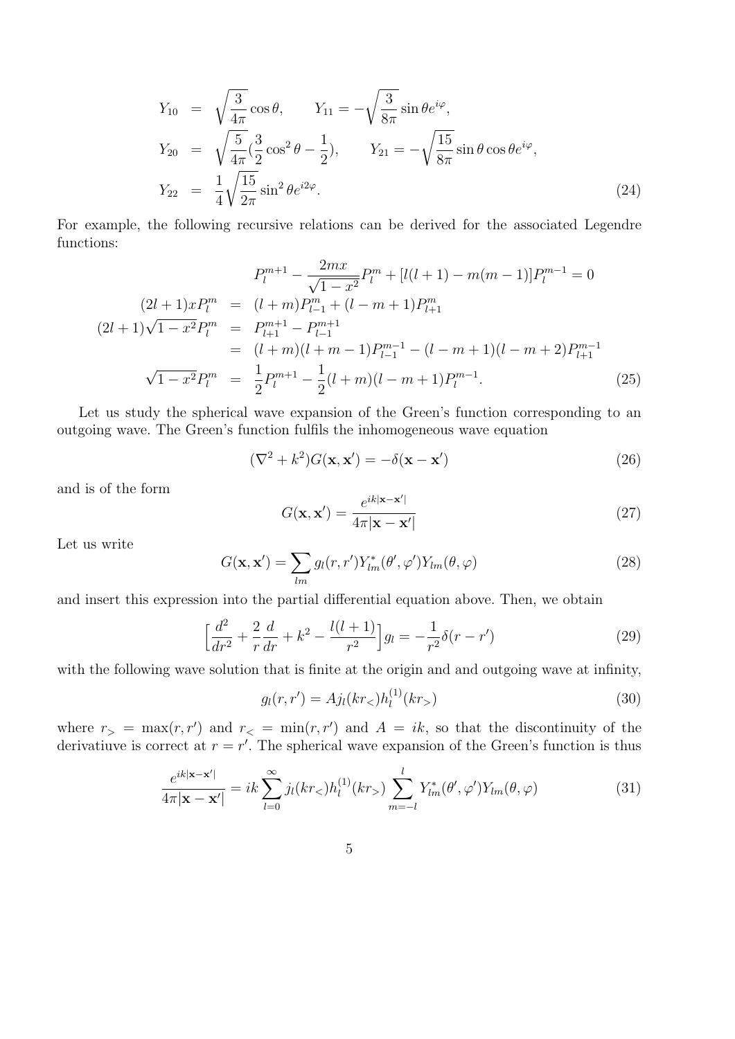$$
\begin{aligned}
Y_{10} &= \sqrt{\frac{3}{4\pi}}\cos\theta, \qquad Y_{11} = -\sqrt{\frac{3}{8\pi}}\sin\theta e^{i\varphi}, \\
Y_{20} &= \sqrt{\frac{5}{4\pi}}(\frac{3}{2}\cos^2\theta - \frac{1}{2}), \qquad Y_{21} = -\sqrt{\frac{15}{8\pi}}\sin\theta\cos\theta e^{i\varphi}, \\
Y_{22} &= \frac{1}{4}\sqrt{\frac{15}{2\pi}}\sin^2\theta e^{i2\varphi}.
\end{aligned} \tag{24}
$$

For example, the following recursive relations can be derived for the associated Legendre functions:

$$
P_l^{m+1} - \frac{2mx}{\sqrt{1-x^2}}P_l^m + [l(l+1) - m(m-1)]P_l^{m-1} = 0
$$

$$
\begin{aligned}
(2l+1)xP_l^m &= (l+m)P_{l-1}^m + (l-m+1)P_{l+1}^m \\
(2l+1)\sqrt{1-x^2}P_l^m &= P_{l+1}^{m+1} - P_{l-1}^{m+1} \\
&= (l+m)(l+m-1)P_{l-1}^{m-1} - (l-m+1)(l-m+2)P_{l+1}^{m-1} \\
\sqrt{1-x^2}P_l^m &= \frac{1}{2}P_l^{m+1} - \frac{1}{2}(l+m)(l-m+1)P_l^{m-1}.
\end{aligned} \tag{25}
$$

Let us study the spherical wave expansion of the Green's function corresponding to an outgoing wave. The Green's function fulfils the inhomogeneous wave equation

$$
(\nabla^2 + k^2)G(\mathbf{x}, \mathbf{x}') = -\delta(\mathbf{x} - \mathbf{x}') \tag{26}
$$

and is of the form

$$
G(\mathbf{x}, \mathbf{x}') = \frac{e^{ik|\mathbf{x}-\mathbf{x}'|}}{4\pi|\mathbf{x}-\mathbf{x}'|} \tag{27}
$$

Let us write

$$
G(\mathbf{x}, \mathbf{x}') = \sum_{lm} g_l(r, r')Y_{lm}^*(\theta', \varphi')Y_{lm}(\theta, \varphi) \tag{28}
$$

and insert this expression into the partial differential equation above. Then, we obtain

$$
\Big[\frac{d^2}{dr^2} + \frac{2}{r}\frac{d}{dr} + k^2 - \frac{l(l+1)}{r^2}\Big]g_l = -\frac{1}{r^2}\delta(r - r') \tag{29}
$$

with the following wave solution that is finite at the origin and and outgoing wave at infinity,

$$
g_l(r, r') = Aj_l(kr_<)h_l^{(1)}(kr_>) \tag{30}
$$

where $r_> = \max(r, r')$ and $r_< = \min(r, r')$ and $A = ik$, so that the discontinuity of the derivatiuve is correct at $r = r'$. The spherical wave expansion of the Green's function is thus

$$
\frac{e^{ik|\mathbf{x}-\mathbf{x}'|}}{4\pi|\mathbf{x}-\mathbf{x}'|} = ik\sum_{l=0}^{\infty} j_l(kr_<)h_l^{(1)}(kr_>)\sum_{m=-l}^{l} Y_{lm}^*(\theta', \varphi')Y_{lm}(\theta, \varphi) \tag{31}
$$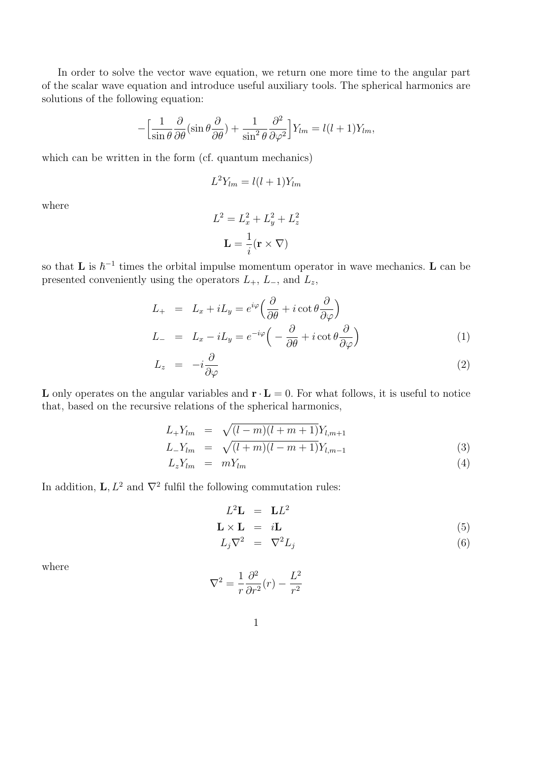In order to solve the vector wave equation, we return one more time to the angular part of the scalar wave equation and introduce useful auxiliary tools. The spherical harmonics are solutions of the following equation:

$$-\Big[\frac{1}{\sin\theta}\frac{\partial}{\partial\theta}(\sin\theta\frac{\partial}{\partial\theta}) + \frac{1}{\sin^2\theta}\frac{\partial^2}{\partial\varphi^2}\Big]Y_{lm} = l(l+1)Y_{lm},$$

which can be written in the form (cf. quantum mechanics)

$$L^2 Y_{lm} = l(l+1)Y_{lm}$$

where

$$L^2 = L_x^2 + L_y^2 + L_z^2$$

$$\mathbf{L} = \frac{1}{i}(\mathbf{r}\times\nabla)$$

so that $\mathbf{L}$ is $\hbar^{-1}$ times the orbital impulse momentum operator in wave mechanics. $\mathbf{L}$ can be presented conveniently using the operators $L_+$, $L_-$, and $L_z$,

$$\begin{aligned}
L_+ &= L_x + iL_y = e^{i\varphi}\Big(\frac{\partial}{\partial\theta} + i\cot\theta\frac{\partial}{\partial\varphi}\Big) \\
L_- &= L_x - iL_y = e^{-i\varphi}\Big(-\frac{\partial}{\partial\theta} + i\cot\theta\frac{\partial}{\partial\varphi}\Big) \qquad (1) \\
L_z &= -i\frac{\partial}{\partial\varphi} \qquad (2)
\end{aligned}$$

$\mathbf{L}$ only operates on the angular variables and $\mathbf{r}\cdot\mathbf{L} = 0$. For what follows, it is useful to notice that, based on the recursive relations of the spherical harmonics,

$$\begin{aligned}
L_+ Y_{lm} &= \sqrt{(l-m)(l+m+1)}Y_{l,m+1} \\
L_- Y_{lm} &= \sqrt{(l+m)(l-m+1)}Y_{l,m-1} \qquad (3) \\
L_z Y_{lm} &= mY_{lm} \qquad (4)
\end{aligned}$$

In addition, $\mathbf{L}, L^2$ and $\nabla^2$ fulfil the following commutation rules:

$$\begin{aligned}
L^2\mathbf{L} &= \mathbf{L}L^2 \\
\mathbf{L}\times\mathbf{L} &= i\mathbf{L} \qquad (5) \\
L_j\nabla^2 &= \nabla^2 L_j \qquad (6)
\end{aligned}$$

where

$$\nabla^2 = \frac{1}{r}\frac{\partial^2}{\partial r^2}(r) - \frac{L^2}{r^2}$$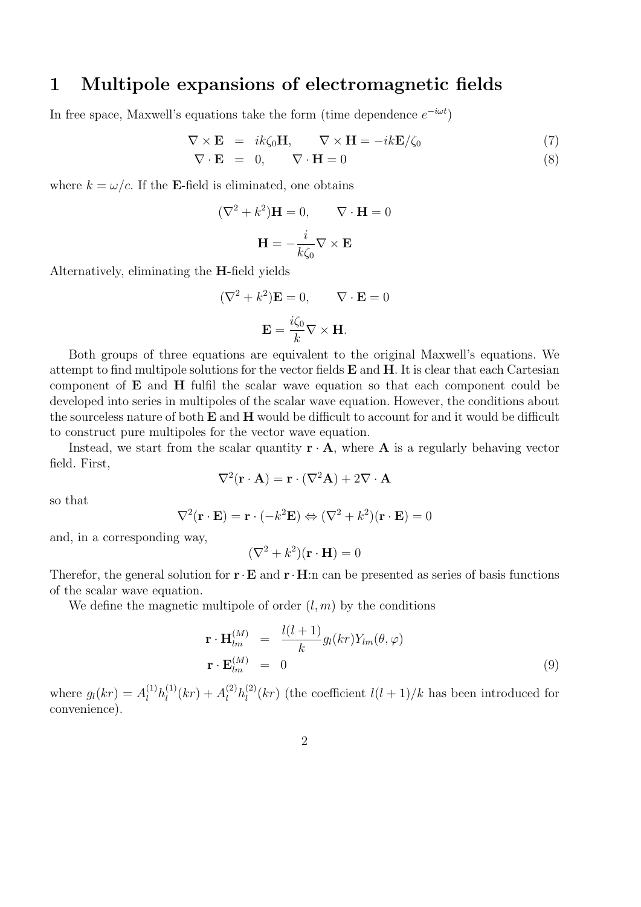# 1 Multipole expansions of electromagnetic fields

In free space, Maxwell's equations take the form (time dependence $e^{-i\omega t}$)

$$\nabla \times \mathbf{E} = ik\zeta_0 \mathbf{H}, \qquad \nabla \times \mathbf{H} = -ik\mathbf{E}/\zeta_0 \tag{7}$$

$$\nabla \cdot \mathbf{E} = 0, \qquad \nabla \cdot \mathbf{H} = 0 \tag{8}$$

where $k = \omega/c$. If the **E**-field is eliminated, one obtains

$$(\nabla^2 + k^2)\mathbf{H} = 0, \qquad \nabla \cdot \mathbf{H} = 0$$

$$\mathbf{H} = -\frac{i}{k\zeta_0}\nabla \times \mathbf{E}$$

Alternatively, eliminating the **H**-field yields

$$(\nabla^2 + k^2)\mathbf{E} = 0, \qquad \nabla \cdot \mathbf{E} = 0$$

$$\mathbf{E} = \frac{i\zeta_0}{k}\nabla \times \mathbf{H}.$$

Both groups of three equations are equivalent to the original Maxwell's equations. We attempt to find multipole solutions for the vector fields **E** and **H**. It is clear that each Cartesian component of **E** and **H** fulfil the scalar wave equation so that each component could be developed into series in multipoles of the scalar wave equation. However, the conditions about the sourceless nature of both **E** and **H** would be difficult to account for and it would be difficult to construct pure multipoles for the vector wave equation.

Instead, we start from the scalar quantity $\mathbf{r} \cdot \mathbf{A}$, where **A** is a regularly behaving vector field. First,

$$\nabla^2(\mathbf{r} \cdot \mathbf{A}) = \mathbf{r} \cdot (\nabla^2 \mathbf{A}) + 2\nabla \cdot \mathbf{A}$$

so that

$$\nabla^2(\mathbf{r} \cdot \mathbf{E}) = \mathbf{r} \cdot (-k^2\mathbf{E}) \Leftrightarrow (\nabla^2 + k^2)(\mathbf{r} \cdot \mathbf{E}) = 0$$

and, in a corresponding way,

$$(\nabla^2 + k^2)(\mathbf{r} \cdot \mathbf{H}) = 0$$

Therefor, the general solution for $\mathbf{r} \cdot \mathbf{E}$ and $\mathbf{r} \cdot \mathbf{H}$:n can be presented as series of basis functions of the scalar wave equation.

We define the magnetic multipole of order $(l, m)$ by the conditions

$$\mathbf{r} \cdot \mathbf{H}_{lm}^{(M)} = \frac{l(l+1)}{k} g_l(kr) Y_{lm}(\theta, \varphi)$$

$$\mathbf{r} \cdot \mathbf{E}_{lm}^{(M)} = 0 \tag{9}$$

where $g_l(kr) = A_l^{(1)} h_l^{(1)}(kr) + A_l^{(2)} h_l^{(2)}(kr)$ (the coefficient $l(l+1)/k$ has been introduced for convenience).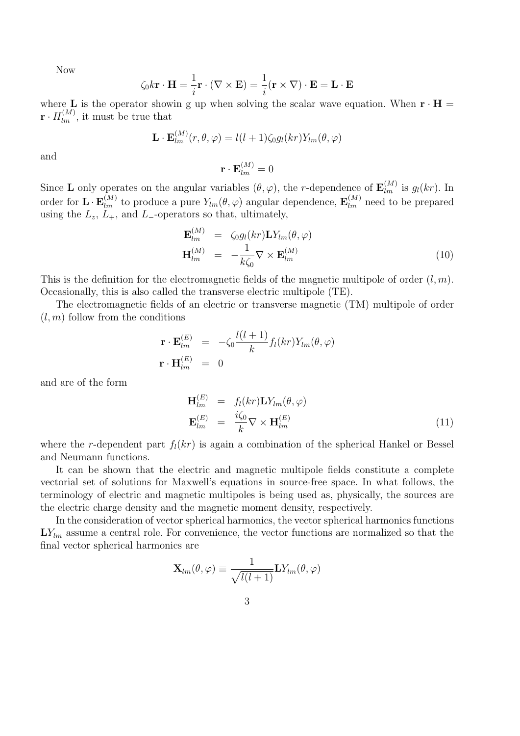Now

$$\zeta_0 k\mathbf{r}\cdot\mathbf{H} = \frac{1}{i}\mathbf{r}\cdot(\nabla\times\mathbf{E}) = \frac{1}{i}(\mathbf{r}\times\nabla)\cdot\mathbf{E} = \mathbf{L}\cdot\mathbf{E}$$

where $\mathbf{L}$ is the operator showin g up when solving the scalar wave equation. When $\mathbf{r}\cdot\mathbf{H} = \mathbf{r}\cdot H_{lm}^{(M)}$, it must be true that

$$\mathbf{L}\cdot\mathbf{E}_{lm}^{(M)}(r,\theta,\varphi) = l(l+1)\zeta_0 g_l(kr)Y_{lm}(\theta,\varphi)$$

and

$$\mathbf{r}\cdot\mathbf{E}_{lm}^{(M)} = 0$$

Since $\mathbf{L}$ only operates on the angular variables $(\theta,\varphi)$, the $r$-dependence of $\mathbf{E}_{lm}^{(M)}$ is $g_l(kr)$. In order for $\mathbf{L}\cdot\mathbf{E}_{lm}^{(M)}$ to produce a pure $Y_{lm}(\theta,\varphi)$ angular dependence, $\mathbf{E}_{lm}^{(M)}$ need to be prepared using the $L_z$, $L_+$, and $L_-$-operators so that, ultimately,

$$\begin{aligned}
\mathbf{E}_{lm}^{(M)} &= \zeta_0 g_l(kr)\mathbf{L}Y_{lm}(\theta,\varphi) \\
\mathbf{H}_{lm}^{(M)} &= -\frac{1}{k\zeta_0}\nabla\times\mathbf{E}_{lm}^{(M)}
\end{aligned} \tag{10}$$

This is the definition for the electromagnetic fields of the magnetic multipole of order $(l,m)$. Occasionally, this is also called the transverse electric multipole (TE).

The electromagnetic fields of an electric or transverse magnetic (TM) multipole of order $(l,m)$ follow from the conditions

$$\begin{aligned}
\mathbf{r}\cdot\mathbf{E}_{lm}^{(E)} &= -\zeta_0\frac{l(l+1)}{k}f_l(kr)Y_{lm}(\theta,\varphi) \\
\mathbf{r}\cdot\mathbf{H}_{lm}^{(E)} &= 0
\end{aligned}$$

and are of the form

$$\begin{aligned}
\mathbf{H}_{lm}^{(E)} &= f_l(kr)\mathbf{L}Y_{lm}(\theta,\varphi) \\
\mathbf{E}_{lm}^{(E)} &= \frac{i\zeta_0}{k}\nabla\times\mathbf{H}_{lm}^{(E)}
\end{aligned} \tag{11}$$

where the $r$-dependent part $f_l(kr)$ is again a combination of the spherical Hankel or Bessel and Neumann functions.

It can be shown that the electric and magnetic multipole fields constitute a complete vectorial set of solutions for Maxwell's equations in source-free space. In what follows, the terminology of electric and magnetic multipoles is being used as, physically, the sources are the electric charge density and the magnetic moment density, respectively.

In the consideration of vector spherical harmonics, the vector spherical harmonics functions $\mathbf{L}Y_{lm}$ assume a central role. For convenience, the vector functions are normalized so that the final vector spherical harmonics are

$$\mathbf{X}_{lm}(\theta,\varphi) \equiv \frac{1}{\sqrt{l(l+1)}}\mathbf{L}Y_{lm}(\theta,\varphi)$$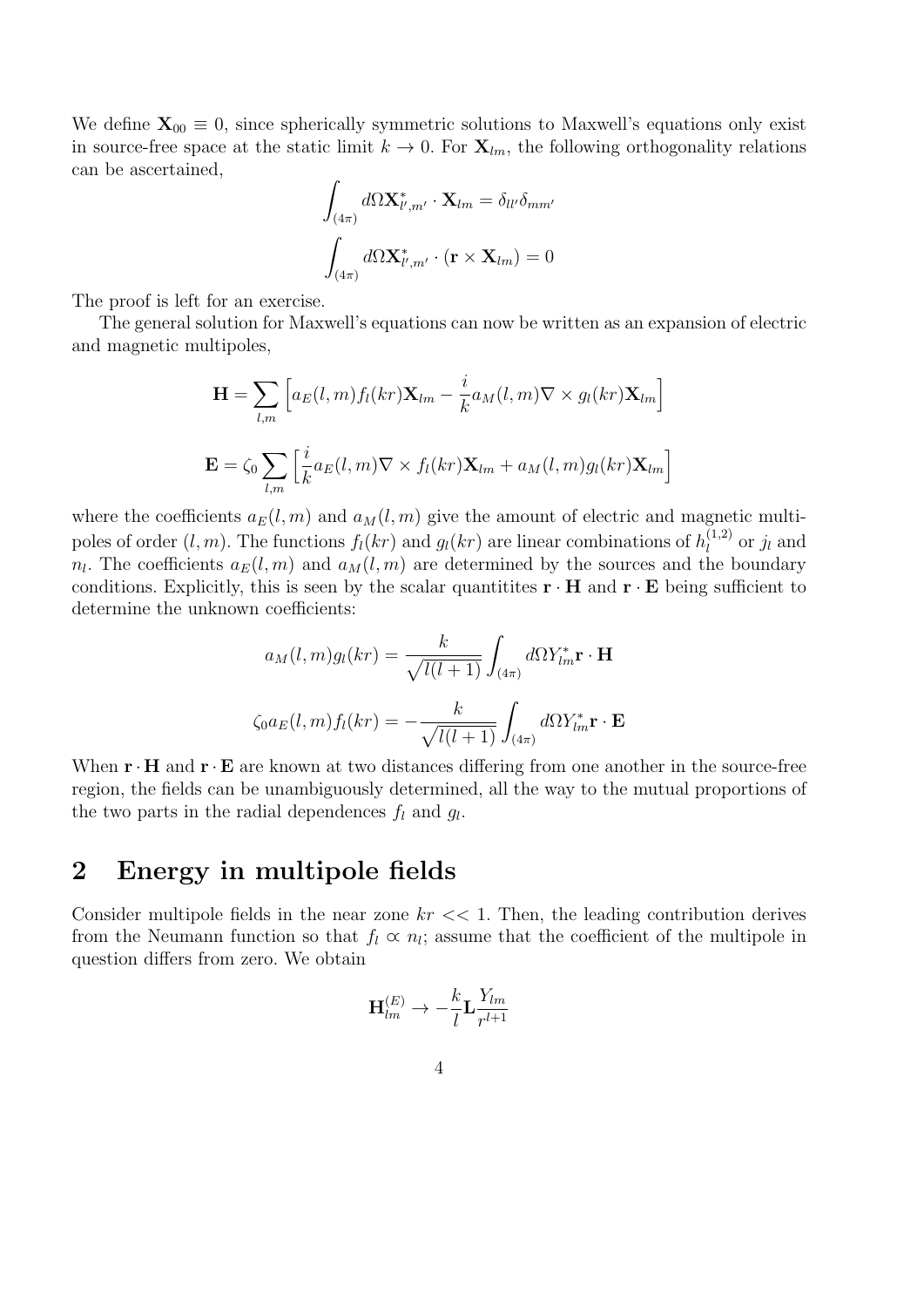We define $\mathbf{X}_{00} \equiv 0$, since spherically symmetric solutions to Maxwell's equations only exist in source-free space at the static limit $k \to 0$. For $\mathbf{X}_{lm}$, the following orthogonality relations can be ascertained,

$$\int_{(4\pi)} d\Omega \mathbf{X}^*_{l',m'} \cdot \mathbf{X}_{lm} = \delta_{ll'}\delta_{mm'}$$

$$\int_{(4\pi)} d\Omega \mathbf{X}^*_{l',m'} \cdot (\mathbf{r} \times \mathbf{X}_{lm}) = 0$$

The proof is left for an exercise.

The general solution for Maxwell's equations can now be written as an expansion of electric and magnetic multipoles,

$$\mathbf{H} = \sum_{l,m} \left[ a_E(l,m) f_l(kr) \mathbf{X}_{lm} - \frac{i}{k} a_M(l,m) \nabla \times g_l(kr) \mathbf{X}_{lm} \right]$$

$$\mathbf{E} = \zeta_0 \sum_{l,m} \left[ \frac{i}{k} a_E(l,m) \nabla \times f_l(kr) \mathbf{X}_{lm} + a_M(l,m) g_l(kr) \mathbf{X}_{lm} \right]$$

where the coefficients $a_E(l,m)$ and $a_M(l,m)$ give the amount of electric and magnetic multipoles of order $(l,m)$. The functions $f_l(kr)$ and $g_l(kr)$ are linear combinations of $h_l^{(1,2)}$ or $j_l$ and $n_l$. The coefficients $a_E(l,m)$ and $a_M(l,m)$ are determined by the sources and the boundary conditions. Explicitly, this is seen by the scalar quantitites $\mathbf{r} \cdot \mathbf{H}$ and $\mathbf{r} \cdot \mathbf{E}$ being sufficient to determine the unknown coefficients:

$$a_M(l,m) g_l(kr) = \frac{k}{\sqrt{l(l+1)}} \int_{(4\pi)} d\Omega Y^*_{lm} \mathbf{r} \cdot \mathbf{H}$$

$$\zeta_0 a_E(l,m) f_l(kr) = -\frac{k}{\sqrt{l(l+1)}} \int_{(4\pi)} d\Omega Y^*_{lm} \mathbf{r} \cdot \mathbf{E}$$

When $\mathbf{r} \cdot \mathbf{H}$ and $\mathbf{r} \cdot \mathbf{E}$ are known at two distances differing from one another in the source-free region, the fields can be unambiguously determined, all the way to the mutual proportions of the two parts in the radial dependences $f_l$ and $g_l$.

## 2 Energy in multipole fields

Consider multipole fields in the near zone $kr << 1$. Then, the leading contribution derives from the Neumann function so that $f_l \propto n_l$; assume that the coefficient of the multipole in question differs from zero. We obtain

$$\mathbf{H}^{(E)}_{lm} \to -\frac{k}{l} \mathbf{L} \frac{Y_{lm}}{r^{l+1}}$$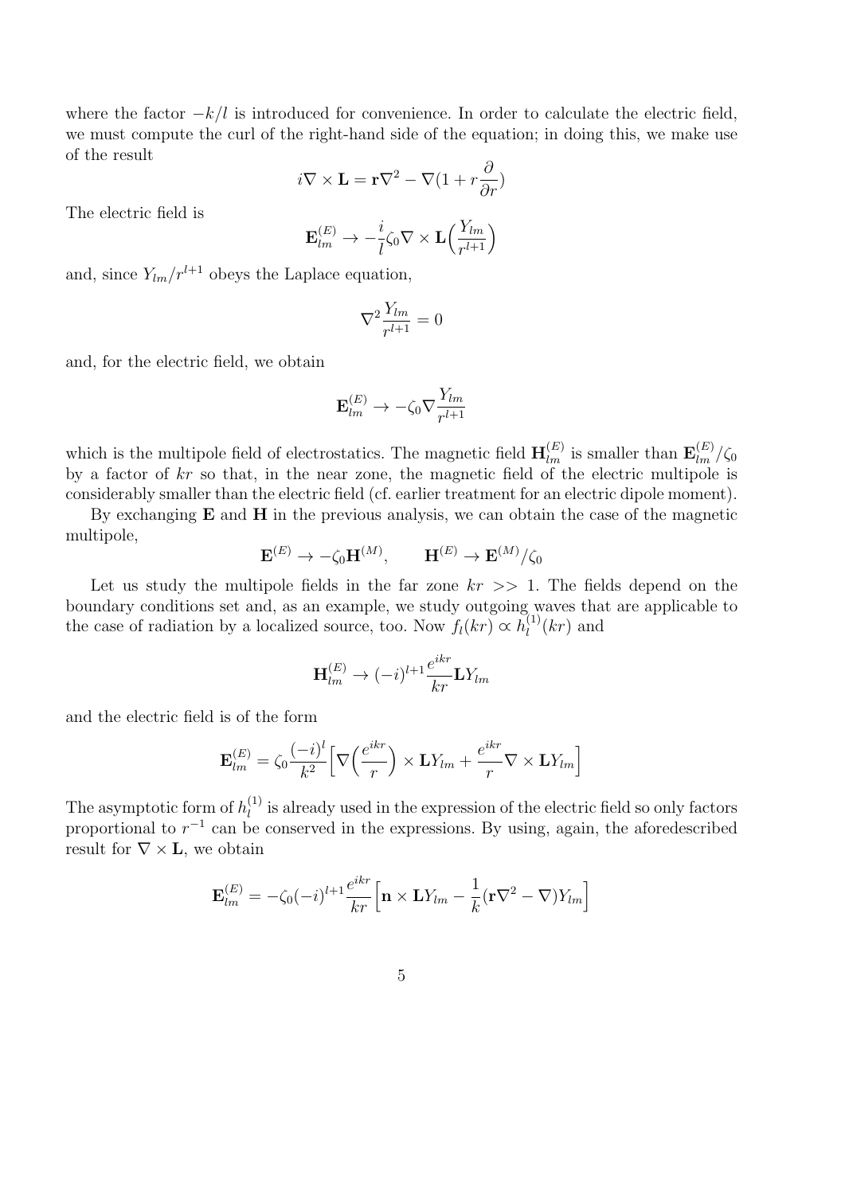where the factor $-k/l$ is introduced for convenience. In order to calculate the electric field, we must compute the curl of the right-hand side of the equation; in doing this, we make use of the result

$$i\nabla \times \mathbf{L} = \mathbf{r}\nabla^2 - \nabla(1 + r\frac{\partial}{\partial r})$$

The electric field is

$$\mathbf{E}_{lm}^{(E)} \rightarrow -\frac{i}{l}\zeta_0 \nabla \times \mathbf{L}\Big(\frac{Y_{lm}}{r^{l+1}}\Big)$$

and, since $Y_{lm}/r^{l+1}$ obeys the Laplace equation,

$$\nabla^2 \frac{Y_{lm}}{r^{l+1}} = 0$$

and, for the electric field, we obtain

$$\mathbf{E}_{lm}^{(E)} \rightarrow -\zeta_0 \nabla \frac{Y_{lm}}{r^{l+1}}$$

which is the multipole field of electrostatics. The magnetic field $\mathbf{H}_{lm}^{(E)}$ is smaller than $\mathbf{E}_{lm}^{(E)}/\zeta_0$ by a factor of $kr$ so that, in the near zone, the magnetic field of the electric multipole is considerably smaller than the electric field (cf. earlier treatment for an electric dipole moment).

By exchanging $\mathbf{E}$ and $\mathbf{H}$ in the previous analysis, we can obtain the case of the magnetic multipole,

$$\mathbf{E}^{(E)} \rightarrow -\zeta_0 \mathbf{H}^{(M)}, \qquad \mathbf{H}^{(E)} \rightarrow \mathbf{E}^{(M)}/\zeta_0$$

Let us study the multipole fields in the far zone $kr >> 1$. The fields depend on the boundary conditions set and, as an example, we study outgoing waves that are applicable to the case of radiation by a localized source, too. Now $f_l(kr) \propto h_l^{(1)}(kr)$ and

$$\mathbf{H}_{lm}^{(E)} \rightarrow (-i)^{l+1} \frac{e^{ikr}}{kr} \mathbf{L} Y_{lm}$$

and the electric field is of the form

$$\mathbf{E}_{lm}^{(E)} = \zeta_0 \frac{(-i)^l}{k^2} \Big[ \nabla\Big(\frac{e^{ikr}}{r}\Big) \times \mathbf{L} Y_{lm} + \frac{e^{ikr}}{r} \nabla \times \mathbf{L} Y_{lm} \Big]$$

The asymptotic form of $h_l^{(1)}$ is already used in the expression of the electric field so only factors proportional to $r^{-1}$ can be conserved in the expressions. By using, again, the aforedescribed result for $\nabla \times \mathbf{L}$, we obtain

$$\mathbf{E}_{lm}^{(E)} = -\zeta_0 (-i)^{l+1} \frac{e^{ikr}}{kr} \Big[ \mathbf{n} \times \mathbf{L} Y_{lm} - \frac{1}{k} (\mathbf{r}\nabla^2 - \nabla) Y_{lm} \Big]$$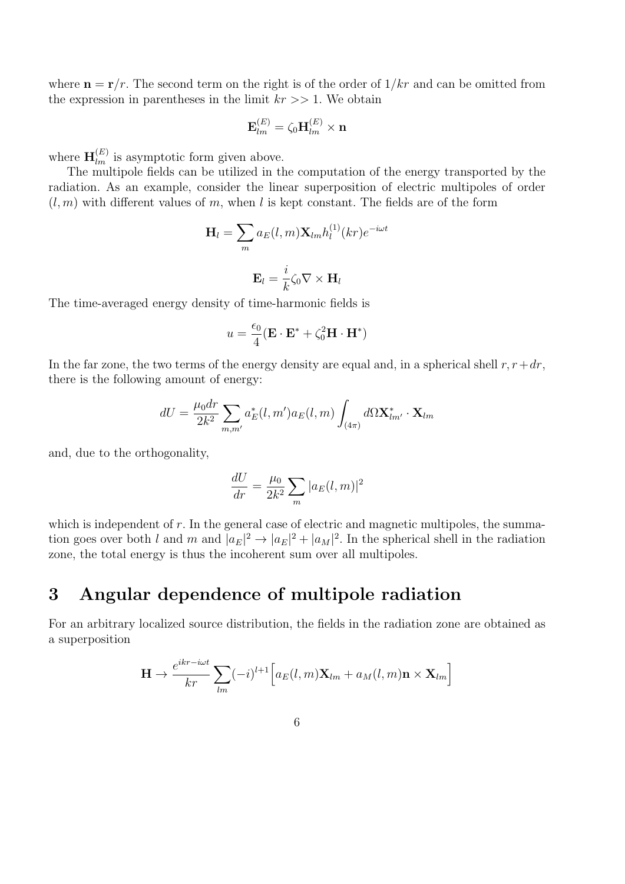where $\mathbf{n} = \mathbf{r}/r$. The second term on the right is of the order of $1/kr$ and can be omitted from the expression in parentheses in the limit $kr >> 1$. We obtain

$$\mathbf{E}_{lm}^{(E)} = \zeta_0 \mathbf{H}_{lm}^{(E)} \times \mathbf{n}$$

where $\mathbf{H}_{lm}^{(E)}$ is asymptotic form given above.

The multipole fields can be utilized in the computation of the energy transported by the radiation. As an example, consider the linear superposition of electric multipoles of order $(l, m)$ with different values of $m$, when $l$ is kept constant. The fields are of the form

$$\mathbf{H}_l = \sum_m a_E(l, m) \mathbf{X}_{lm} h_l^{(1)}(kr) e^{-i\omega t}$$

$$\mathbf{E}_l = \frac{i}{k} \zeta_0 \nabla \times \mathbf{H}_l$$

The time-averaged energy density of time-harmonic fields is

$$u = \frac{\epsilon_0}{4} (\mathbf{E} \cdot \mathbf{E}^* + \zeta_0^2 \mathbf{H} \cdot \mathbf{H}^*)$$

In the far zone, the two terms of the energy density are equal and, in a spherical shell $r, r + dr$, there is the following amount of energy:

$$dU = \frac{\mu_0 dr}{2k^2} \sum_{m,m'} a_E^*(l, m') a_E(l, m) \int_{(4\pi)} d\Omega \mathbf{X}_{lm'}^* \cdot \mathbf{X}_{lm}$$

and, due to the orthogonality,

$$\frac{dU}{dr} = \frac{\mu_0}{2k^2} \sum_m |a_E(l, m)|^2$$

which is independent of $r$. In the general case of electric and magnetic multipoles, the summation goes over both $l$ and $m$ and $|a_E|^2 \to |a_E|^2 + |a_M|^2$. In the spherical shell in the radiation zone, the total energy is thus the incoherent sum over all multipoles.

# 3 Angular dependence of multipole radiation

For an arbitrary localized source distribution, the fields in the radiation zone are obtained as a superposition

$$\mathbf{H} \to \frac{e^{ikr - i\omega t}}{kr} \sum_{lm} (-i)^{l+1} \Big[ a_E(l, m) \mathbf{X}_{lm} + a_M(l, m) \mathbf{n} \times \mathbf{X}_{lm} \Big]$$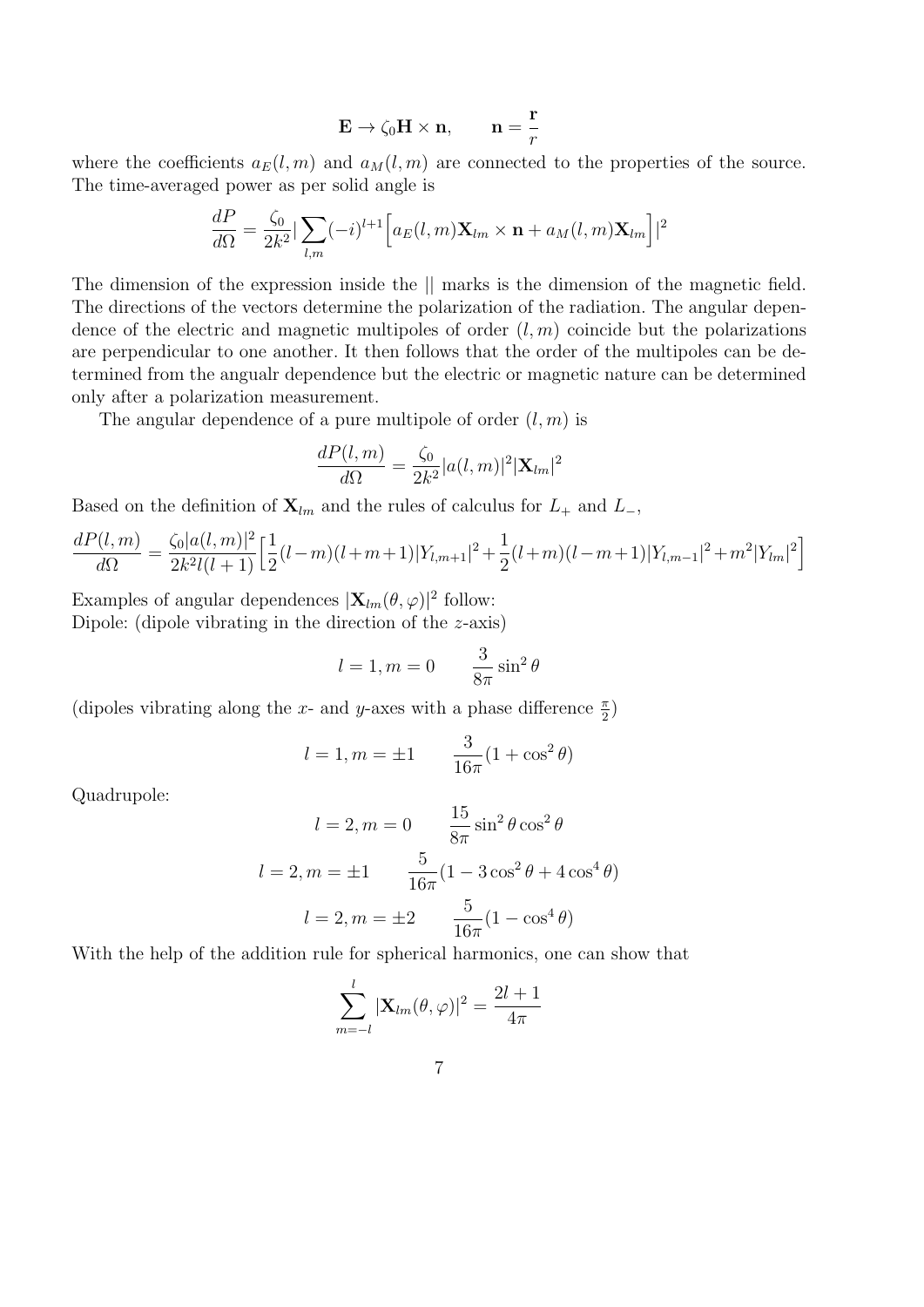$$\mathbf{E} \to \zeta_0 \mathbf{H} \times \mathbf{n}, \qquad \mathbf{n} = \frac{\mathbf{r}}{r}$$

where the coefficients $a_E(l,m)$ and $a_M(l,m)$ are connected to the properties of the source. The time-averaged power as per solid angle is

$$\frac{dP}{d\Omega} = \frac{\zeta_0}{2k^2} \Big| \sum_{l,m} (-i)^{l+1} \Big[ a_E(l,m) \mathbf{X}_{lm} \times \mathbf{n} + a_M(l,m) \mathbf{X}_{lm} \Big] \Big|^2$$

The dimension of the expression inside the || marks is the dimension of the magnetic field. The directions of the vectors determine the polarization of the radiation. The angular dependence of the electric and magnetic multipoles of order $(l,m)$ coincide but the polarizations are perpendicular to one another. It then follows that the order of the multipoles can be determined from the angualr dependence but the electric or magnetic nature can be determined only after a polarization measurement.

The angular dependence of a pure multipole of order $(l,m)$ is

$$\frac{dP(l,m)}{d\Omega} = \frac{\zeta_0}{2k^2} |a(l,m)|^2 |\mathbf{X}_{lm}|^2$$

Based on the definition of $\mathbf{X}_{lm}$ and the rules of calculus for $L_+$ and $L_-$,

$$\frac{dP(l,m)}{d\Omega} = \frac{\zeta_0 |a(l,m)|^2}{2k^2 l(l+1)} \Big[ \frac{1}{2}(l-m)(l+m+1)|Y_{l,m+1}|^2 + \frac{1}{2}(l+m)(l-m+1)|Y_{l,m-1}|^2 + m^2 |Y_{lm}|^2 \Big]$$

Examples of angular dependences $|\mathbf{X}_{lm}(\theta,\varphi)|^2$ follow:
Dipole: (dipole vibrating in the direction of the $z$-axis)

$$l = 1, m = 0 \qquad \frac{3}{8\pi} \sin^2\theta$$

(dipoles vibrating along the $x$- and $y$-axes with a phase difference $\frac{\pi}{2}$)

$$l = 1, m = \pm 1 \qquad \frac{3}{16\pi}(1 + \cos^2\theta)$$

Quadrupole:

$$l = 2, m = 0 \qquad \frac{15}{8\pi} \sin^2\theta \cos^2\theta$$

$$l = 2, m = \pm 1 \qquad \frac{5}{16\pi}(1 - 3\cos^2\theta + 4\cos^4\theta)$$

$$l = 2, m = \pm 2 \qquad \frac{5}{16\pi}(1 - \cos^4\theta)$$

With the help of the addition rule for spherical harmonics, one can show that

$$\sum_{m=-l}^{l} |\mathbf{X}_{lm}(\theta,\varphi)|^2 = \frac{2l+1}{4\pi}$$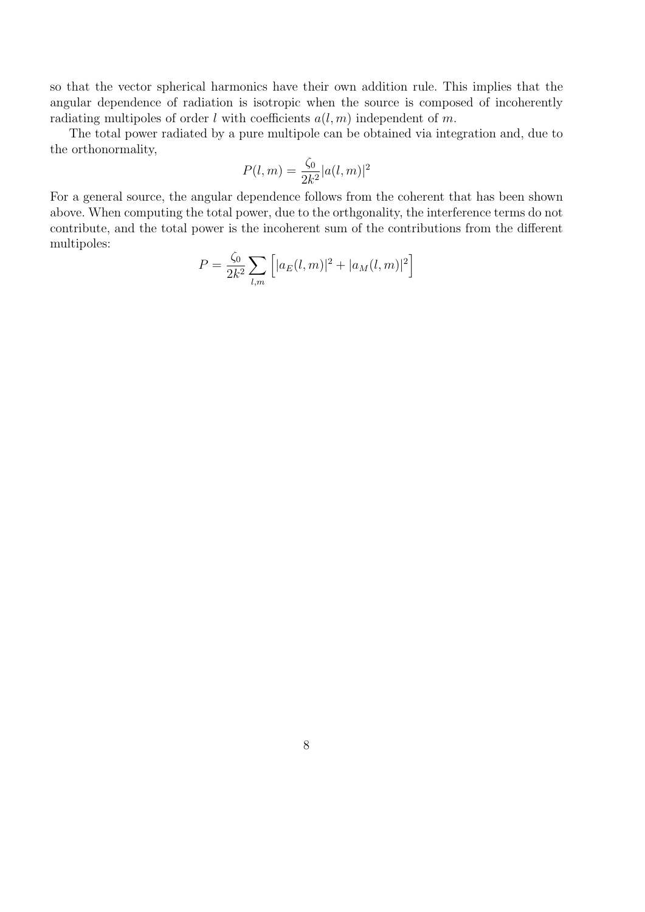so that the vector spherical harmonics have their own addition rule. This implies that the angular dependence of radiation is isotropic when the source is composed of incoherently radiating multipoles of order $l$ with coefficients $a(l, m)$ independent of $m$.

The total power radiated by a pure multipole can be obtained via integration and, due to the orthonormality,

$$P(l, m) = \frac{\zeta_0}{2k^2}|a(l, m)|^2$$

For a general source, the angular dependence follows from the coherent that has been shown above. When computing the total power, due to the orthgonality, the interference terms do not contribute, and the total power is the incoherent sum of the contributions from the different multipoles:

$$P = \frac{\zeta_0}{2k^2} \sum_{l,m} \left[ |a_E(l, m)|^2 + |a_M(l, m)|^2 \right]$$